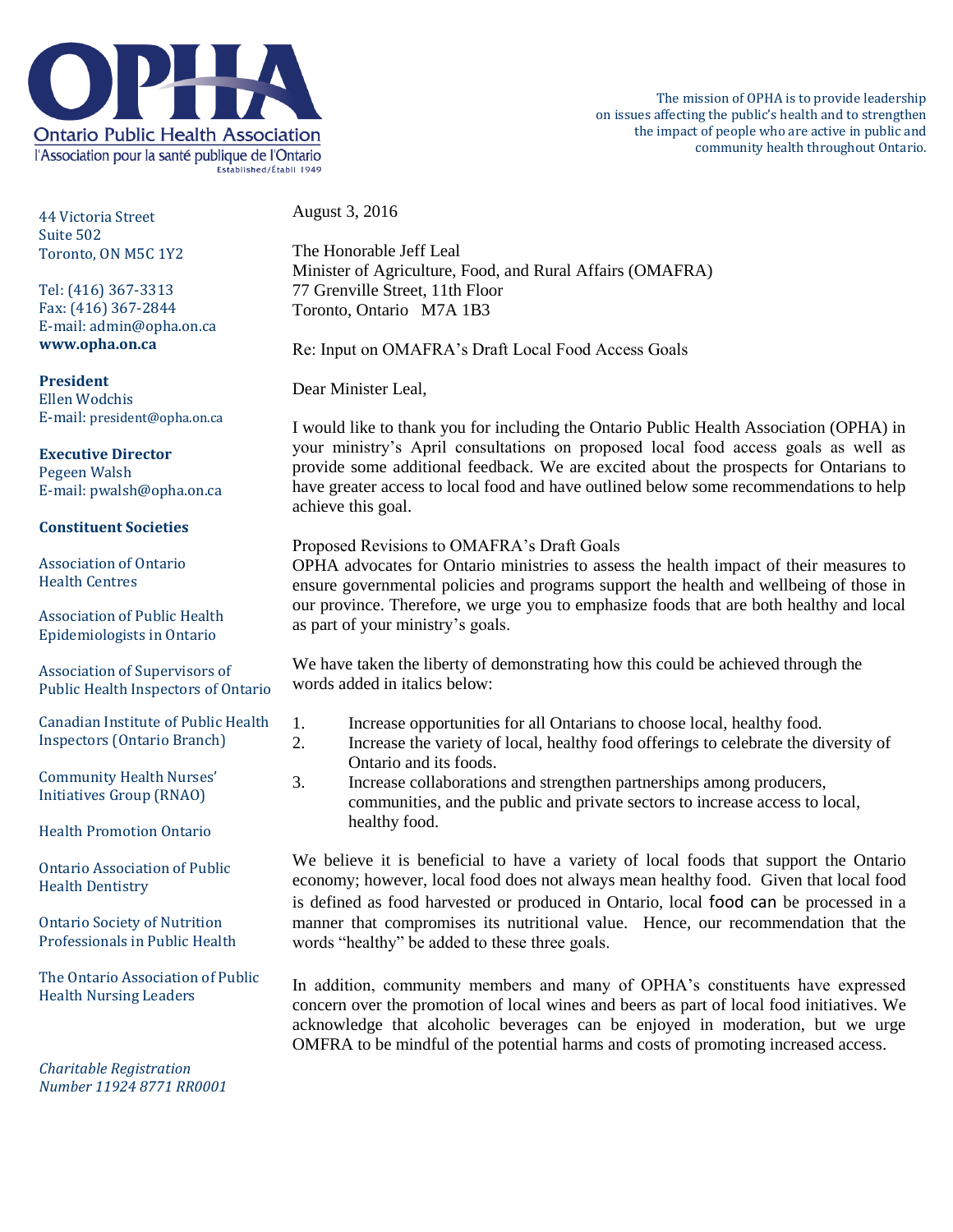# OPHA

Ontario Public Health Association
l'Association pour la santé publique de l'Ontario
Established/Établi 1949

The mission of OPHA is to provide leadership on issues affecting the public's health and to strengthen the impact of people who are active in public and community health throughout Ontario.

44 Victoria Street
Suite 502
Toronto, ON M5C 1Y2

Tel: (416) 367-3313
Fax: (416) 367-2844
E-mail: admin@opha.on.ca
**www.opha.on.ca**

**President**
Ellen Wodchis
E-mail: president@opha.on.ca

**Executive Director**
Pegeen Walsh
E-mail: pwalsh@opha.on.ca

**Constituent Societies**

Association of Ontario Health Centres

Association of Public Health Epidemiologists in Ontario

Association of Supervisors of Public Health Inspectors of Ontario

Canadian Institute of Public Health Inspectors (Ontario Branch)

Community Health Nurses' Initiatives Group (RNAO)

Health Promotion Ontario

Ontario Association of Public Health Dentistry

Ontario Society of Nutrition Professionals in Public Health

The Ontario Association of Public Health Nursing Leaders

*Charitable Registration Number 11924 8771 RR0001*

---

August 3, 2016

The Honorable Jeff Leal
Minister of Agriculture, Food, and Rural Affairs (OMAFRA)
77 Grenville Street, 11th Floor
Toronto, Ontario M7A 1B3

Re: Input on OMAFRA's Draft Local Food Access Goals

Dear Minister Leal,

I would like to thank you for including the Ontario Public Health Association (OPHA) in your ministry's April consultations on proposed local food access goals as well as provide some additional feedback. We are excited about the prospects for Ontarians to have greater access to local food and have outlined below some recommendations to help achieve this goal.

Proposed Revisions to OMAFRA's Draft Goals
OPHA advocates for Ontario ministries to assess the health impact of their measures to ensure governmental policies and programs support the health and wellbeing of those in our province. Therefore, we urge you to emphasize foods that are both healthy and local as part of your ministry's goals.

We have taken the liberty of demonstrating how this could be achieved through the words added in italics below:

1. Increase opportunities for all Ontarians to choose local, healthy food.
2. Increase the variety of local, healthy food offerings to celebrate the diversity of Ontario and its foods.
3. Increase collaborations and strengthen partnerships among producers, communities, and the public and private sectors to increase access to local, healthy food.

We believe it is beneficial to have a variety of local foods that support the Ontario economy; however, local food does not always mean healthy food. Given that local food is defined as food harvested or produced in Ontario, local food can be processed in a manner that compromises its nutritional value. Hence, our recommendation that the words "healthy" be added to these three goals.

In addition, community members and many of OPHA's constituents have expressed concern over the promotion of local wines and beers as part of local food initiatives. We acknowledge that alcoholic beverages can be enjoyed in moderation, but we urge OMFRA to be mindful of the potential harms and costs of promoting increased access.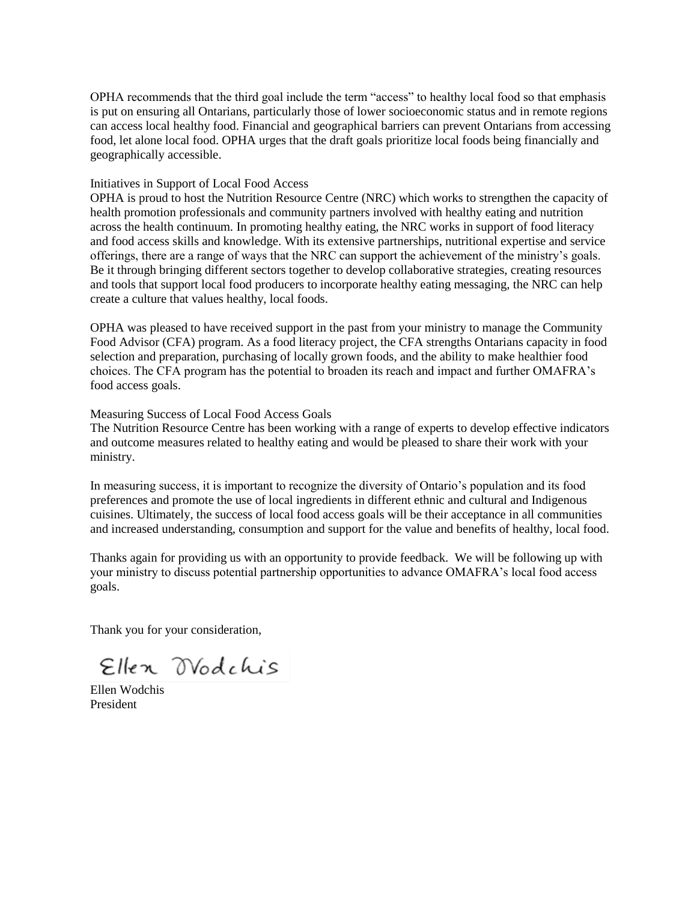OPHA recommends that the third goal include the term "access" to healthy local food so that emphasis is put on ensuring all Ontarians, particularly those of lower socioeconomic status and in remote regions can access local healthy food. Financial and geographical barriers can prevent Ontarians from accessing food, let alone local food. OPHA urges that the draft goals prioritize local foods being financially and geographically accessible.

Initiatives in Support of Local Food Access

OPHA is proud to host the Nutrition Resource Centre (NRC) which works to strengthen the capacity of health promotion professionals and community partners involved with healthy eating and nutrition across the health continuum. In promoting healthy eating, the NRC works in support of food literacy and food access skills and knowledge. With its extensive partnerships, nutritional expertise and service offerings, there are a range of ways that the NRC can support the achievement of the ministry's goals. Be it through bringing different sectors together to develop collaborative strategies, creating resources and tools that support local food producers to incorporate healthy eating messaging, the NRC can help create a culture that values healthy, local foods.

OPHA was pleased to have received support in the past from your ministry to manage the Community Food Advisor (CFA) program. As a food literacy project, the CFA strengths Ontarians capacity in food selection and preparation, purchasing of locally grown foods, and the ability to make healthier food choices. The CFA program has the potential to broaden its reach and impact and further OMAFRA's food access goals.

Measuring Success of Local Food Access Goals

The Nutrition Resource Centre has been working with a range of experts to develop effective indicators and outcome measures related to healthy eating and would be pleased to share their work with your ministry.

In measuring success, it is important to recognize the diversity of Ontario's population and its food preferences and promote the use of local ingredients in different ethnic and cultural and Indigenous cuisines. Ultimately, the success of local food access goals will be their acceptance in all communities and increased understanding, consumption and support for the value and benefits of healthy, local food.

Thanks again for providing us with an opportunity to provide feedback. We will be following up with your ministry to discuss potential partnership opportunities to advance OMAFRA's local food access goals.

Thank you for your consideration,

Ellen Wodchis

Ellen Wodchis
President